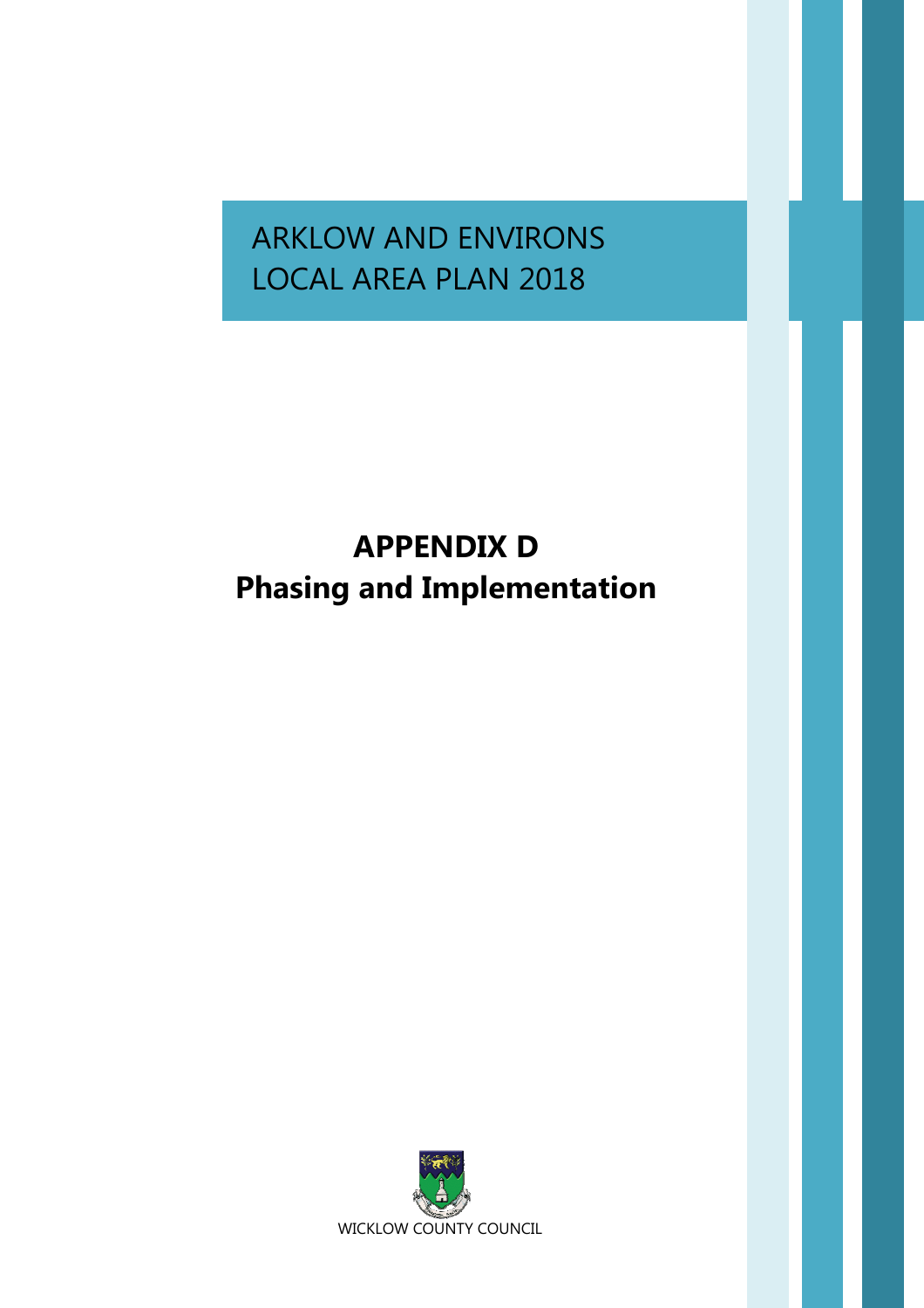ARKLOW AND ENVIRONS
LOCAL AREA PLAN 2018

# APPENDIX D
# Phasing and Implementation

WICKLOW COUNTY COUNCIL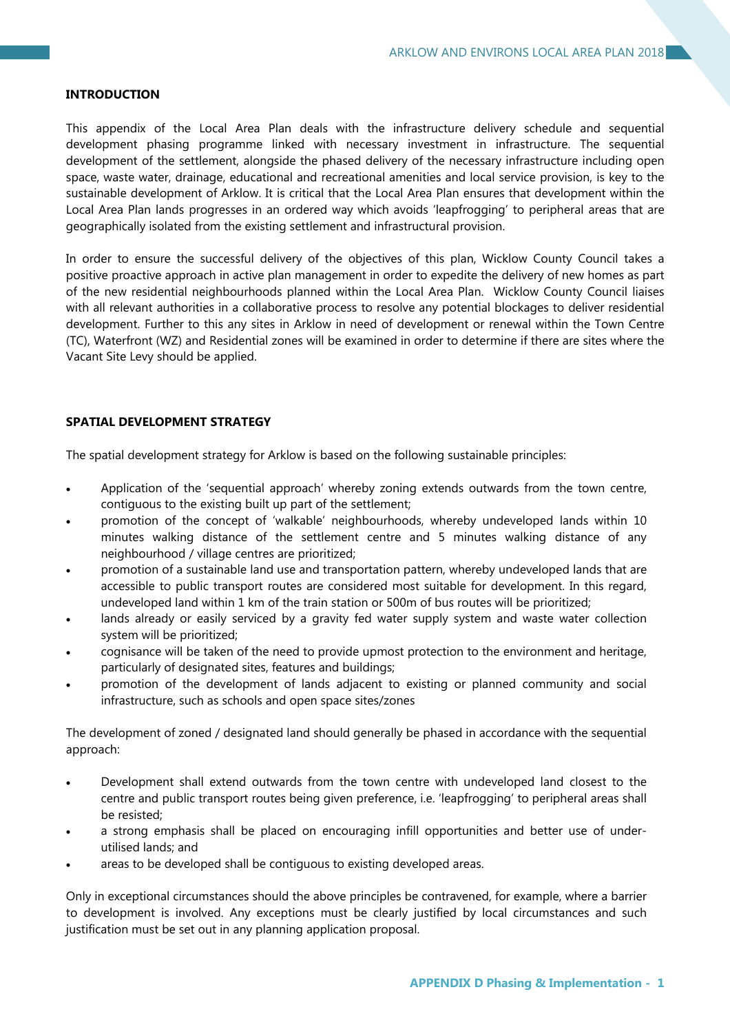## INTRODUCTION

This appendix of the Local Area Plan deals with the infrastructure delivery schedule and sequential development phasing programme linked with necessary investment in infrastructure. The sequential development of the settlement, alongside the phased delivery of the necessary infrastructure including open space, waste water, drainage, educational and recreational amenities and local service provision, is key to the sustainable development of Arklow. It is critical that the Local Area Plan ensures that development within the Local Area Plan lands progresses in an ordered way which avoids 'leapfrogging' to peripheral areas that are geographically isolated from the existing settlement and infrastructural provision.

In order to ensure the successful delivery of the objectives of this plan, Wicklow County Council takes a positive proactive approach in active plan management in order to expedite the delivery of new homes as part of the new residential neighbourhoods planned within the Local Area Plan. Wicklow County Council liaises with all relevant authorities in a collaborative process to resolve any potential blockages to deliver residential development. Further to this any sites in Arklow in need of development or renewal within the Town Centre (TC), Waterfront (WZ) and Residential zones will be examined in order to determine if there are sites where the Vacant Site Levy should be applied.

## SPATIAL DEVELOPMENT STRATEGY

The spatial development strategy for Arklow is based on the following sustainable principles:

- Application of the 'sequential approach' whereby zoning extends outwards from the town centre, contiguous to the existing built up part of the settlement;
- promotion of the concept of 'walkable' neighbourhoods, whereby undeveloped lands within 10 minutes walking distance of the settlement centre and 5 minutes walking distance of any neighbourhood / village centres are prioritized;
- promotion of a sustainable land use and transportation pattern, whereby undeveloped lands that are accessible to public transport routes are considered most suitable for development. In this regard, undeveloped land within 1 km of the train station or 500m of bus routes will be prioritized;
- lands already or easily serviced by a gravity fed water supply system and waste water collection system will be prioritized;
- cognisance will be taken of the need to provide upmost protection to the environment and heritage, particularly of designated sites, features and buildings;
- promotion of the development of lands adjacent to existing or planned community and social infrastructure, such as schools and open space sites/zones

The development of zoned / designated land should generally be phased in accordance with the sequential approach:

- Development shall extend outwards from the town centre with undeveloped land closest to the centre and public transport routes being given preference, i.e. 'leapfrogging' to peripheral areas shall be resisted;
- a strong emphasis shall be placed on encouraging infill opportunities and better use of under-utilised lands; and
- areas to be developed shall be contiguous to existing developed areas.

Only in exceptional circumstances should the above principles be contravened, for example, where a barrier to development is involved. Any exceptions must be clearly justified by local circumstances and such justification must be set out in any planning application proposal.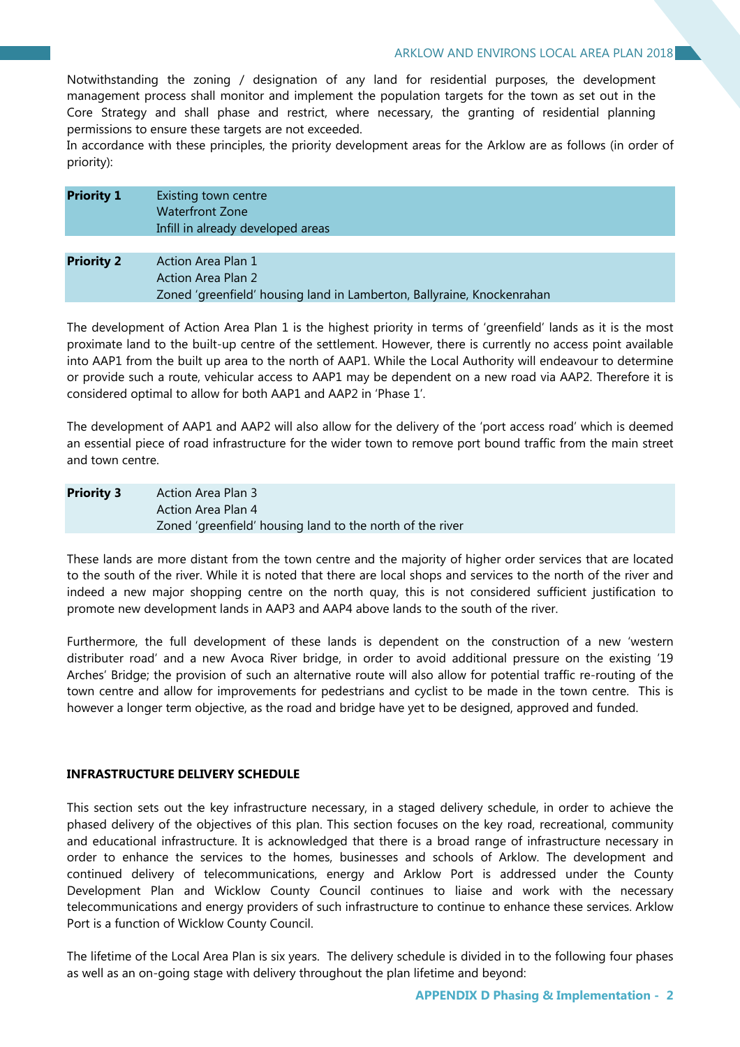Notwithstanding the zoning / designation of any land for residential purposes, the development management process shall monitor and implement the population targets for the town as set out in the Core Strategy and shall phase and restrict, where necessary, the granting of residential planning permissions to ensure these targets are not exceeded.
In accordance with these principles, the priority development areas for the Arklow are as follows (in order of priority):

| | |
|---|---|
| **Priority 1** | Existing town centre<br>Waterfront Zone<br>Infill in already developed areas |

| | |
|---|---|
| **Priority 2** | Action Area Plan 1<br>Action Area Plan 2<br>Zoned 'greenfield' housing land in Lamberton, Ballyraine, Knockenrahan |

The development of Action Area Plan 1 is the highest priority in terms of 'greenfield' lands as it is the most proximate land to the built-up centre of the settlement. However, there is currently no access point available into AAP1 from the built up area to the north of AAP1. While the Local Authority will endeavour to determine or provide such a route, vehicular access to AAP1 may be dependent on a new road via AAP2. Therefore it is considered optimal to allow for both AAP1 and AAP2 in 'Phase 1'.

The development of AAP1 and AAP2 will also allow for the delivery of the 'port access road' which is deemed an essential piece of road infrastructure for the wider town to remove port bound traffic from the main street and town centre.

| | |
|---|---|
| **Priority 3** | Action Area Plan 3<br>Action Area Plan 4<br>Zoned 'greenfield' housing land to the north of the river |

These lands are more distant from the town centre and the majority of higher order services that are located to the south of the river. While it is noted that there are local shops and services to the north of the river and indeed a new major shopping centre on the north quay, this is not considered sufficient justification to promote new development lands in AAP3 and AAP4 above lands to the south of the river.

Furthermore, the full development of these lands is dependent on the construction of a new 'western distributer road' and a new Avoca River bridge, in order to avoid additional pressure on the existing '19 Arches' Bridge; the provision of such an alternative route will also allow for potential traffic re-routing of the town centre and allow for improvements for pedestrians and cyclist to be made in the town centre. This is however a longer term objective, as the road and bridge have yet to be designed, approved and funded.

## INFRASTRUCTURE DELIVERY SCHEDULE

This section sets out the key infrastructure necessary, in a staged delivery schedule, in order to achieve the phased delivery of the objectives of this plan. This section focuses on the key road, recreational, community and educational infrastructure. It is acknowledged that there is a broad range of infrastructure necessary in order to enhance the services to the homes, businesses and schools of Arklow. The development and continued delivery of telecommunications, energy and Arklow Port is addressed under the County Development Plan and Wicklow County Council continues to liaise and work with the necessary telecommunications and energy providers of such infrastructure to continue to enhance these services. Arklow Port is a function of Wicklow County Council.

The lifetime of the Local Area Plan is six years. The delivery schedule is divided in to the following four phases as well as an on-going stage with delivery throughout the plan lifetime and beyond: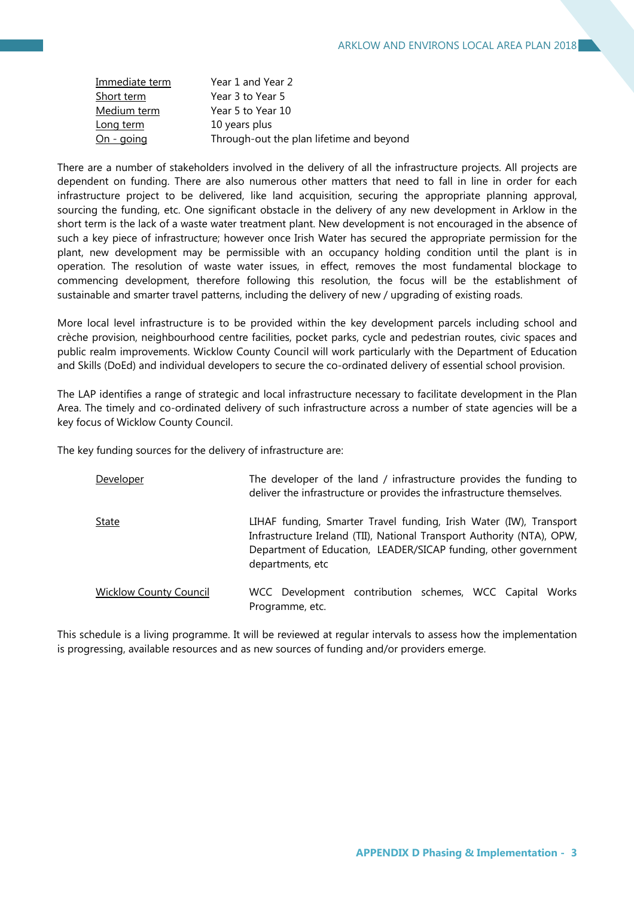| | |
|---|---|
| Immediate term | Year 1 and Year 2 |
| Short term | Year 3 to Year 5 |
| Medium term | Year 5 to Year 10 |
| Long term | 10 years plus |
| On - going | Through-out the plan lifetime and beyond |

There are a number of stakeholders involved in the delivery of all the infrastructure projects. All projects are dependent on funding. There are also numerous other matters that need to fall in line in order for each infrastructure project to be delivered, like land acquisition, securing the appropriate planning approval, sourcing the funding, etc. One significant obstacle in the delivery of any new development in Arklow in the short term is the lack of a waste water treatment plant. New development is not encouraged in the absence of such a key piece of infrastructure; however once Irish Water has secured the appropriate permission for the plant, new development may be permissible with an occupancy holding condition until the plant is in operation. The resolution of waste water issues, in effect, removes the most fundamental blockage to commencing development, therefore following this resolution, the focus will be the establishment of sustainable and smarter travel patterns, including the delivery of new / upgrading of existing roads.

More local level infrastructure is to be provided within the key development parcels including school and crèche provision, neighbourhood centre facilities, pocket parks, cycle and pedestrian routes, civic spaces and public realm improvements. Wicklow County Council will work particularly with the Department of Education and Skills (DoEd) and individual developers to secure the co-ordinated delivery of essential school provision.

The LAP identifies a range of strategic and local infrastructure necessary to facilitate development in the Plan Area. The timely and co-ordinated delivery of such infrastructure across a number of state agencies will be a key focus of Wicklow County Council.

The key funding sources for the delivery of infrastructure are:

| | |
|---|---|
| Developer | The developer of the land / infrastructure provides the funding to deliver the infrastructure or provides the infrastructure themselves. |
| State | LIHAF funding, Smarter Travel funding, Irish Water (IW), Transport Infrastructure Ireland (TII), National Transport Authority (NTA), OPW, Department of Education, LEADER/SICAP funding, other government departments, etc |
| Wicklow County Council | WCC Development contribution schemes, WCC Capital Works Programme, etc. |

This schedule is a living programme. It will be reviewed at regular intervals to assess how the implementation is progressing, available resources and as new sources of funding and/or providers emerge.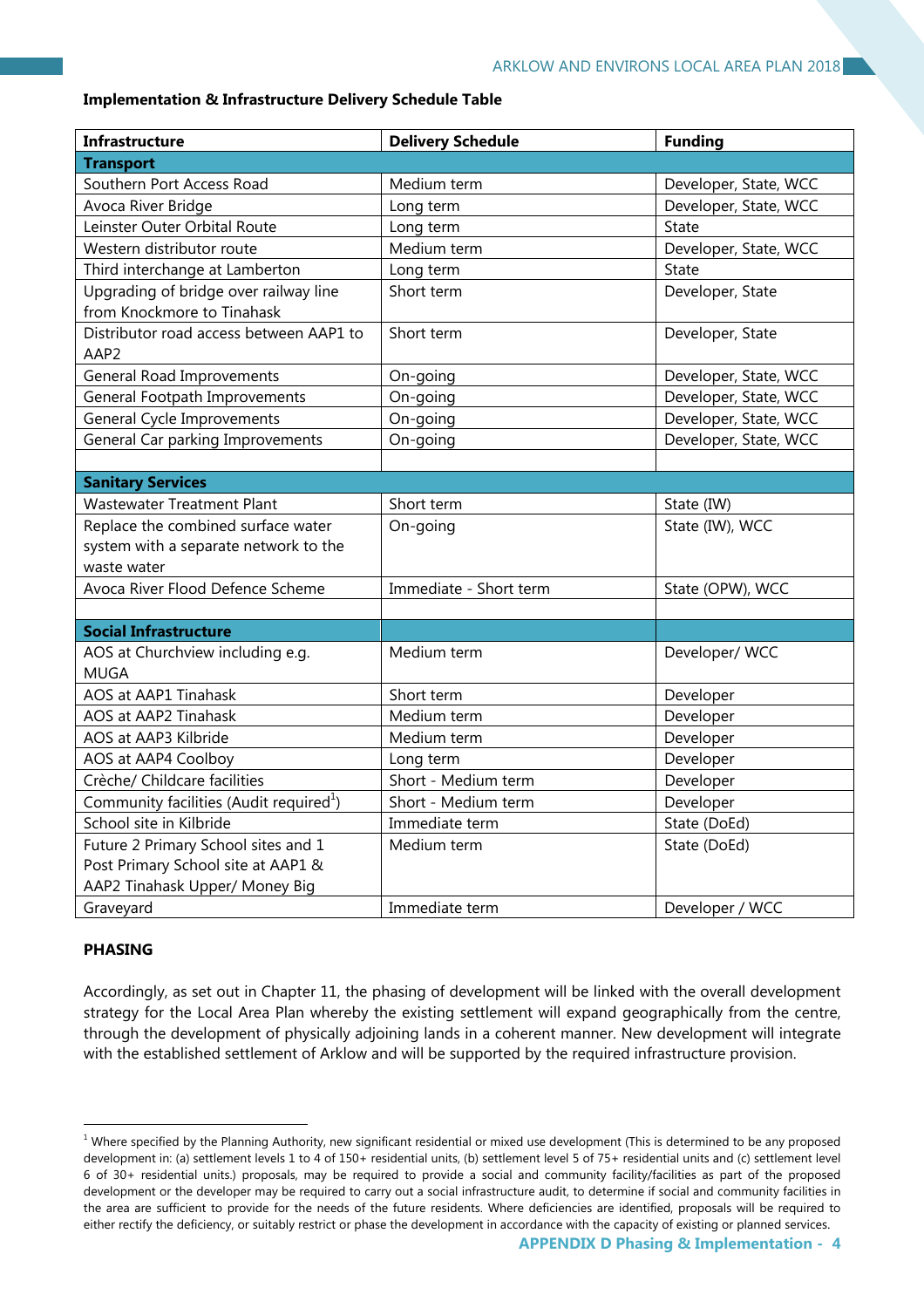**Implementation & Infrastructure Delivery Schedule Table**

| Infrastructure | Delivery Schedule | Funding |
|---|---|---|
| **Transport** | | |
| Southern Port Access Road | Medium term | Developer, State, WCC |
| Avoca River Bridge | Long term | Developer, State, WCC |
| Leinster Outer Orbital Route | Long term | State |
| Western distributor route | Medium term | Developer, State, WCC |
| Third interchange at Lamberton | Long term | State |
| Upgrading of bridge over railway line from Knockmore to Tinahask | Short term | Developer, State |
| Distributor road access between AAP1 to AAP2 | Short term | Developer, State |
| General Road Improvements | On-going | Developer, State, WCC |
| General Footpath Improvements | On-going | Developer, State, WCC |
| General Cycle Improvements | On-going | Developer, State, WCC |
| General Car parking Improvements | On-going | Developer, State, WCC |
| | | |
| **Sanitary Services** | | |
| Wastewater Treatment Plant | Short term | State (IW) |
| Replace the combined surface water system with a separate network to the waste water | On-going | State (IW), WCC |
| Avoca River Flood Defence Scheme | Immediate - Short term | State (OPW), WCC |
| | | |
| **Social Infrastructure** | | |
| AOS at Churchview including e.g. MUGA | Medium term | Developer/ WCC |
| AOS at AAP1 Tinahask | Short term | Developer |
| AOS at AAP2 Tinahask | Medium term | Developer |
| AOS at AAP3 Kilbride | Medium term | Developer |
| AOS at AAP4 Coolboy | Long term | Developer |
| Crèche/ Childcare facilities | Short - Medium term | Developer |
| Community facilities (Audit required[1]) | Short - Medium term | Developer |
| School site in Kilbride | Immediate term | State (DoEd) |
| Future 2 Primary School sites and 1 Post Primary School site at AAP1 & AAP2 Tinahask Upper/ Money Big | Medium term | State (DoEd) |
| Graveyard | Immediate term | Developer / WCC |

**PHASING**

Accordingly, as set out in Chapter 11, the phasing of development will be linked with the overall development strategy for the Local Area Plan whereby the existing settlement will expand geographically from the centre, through the development of physically adjoining lands in a coherent manner. New development will integrate with the established settlement of Arklow and will be supported by the required infrastructure provision.

[1] Where specified by the Planning Authority, new significant residential or mixed use development (This is determined to be any proposed development in: (a) settlement levels 1 to 4 of 150+ residential units, (b) settlement level 5 of 75+ residential units and (c) settlement level 6 of 30+ residential units.) proposals, may be required to provide a social and community facility/facilities as part of the proposed development or the developer may be required to carry out a social infrastructure audit, to determine if social and community facilities in the area are sufficient to provide for the needs of the future residents. Where deficiencies are identified, proposals will be required to either rectify the deficiency, or suitably restrict or phase the development in accordance with the capacity of existing or planned services.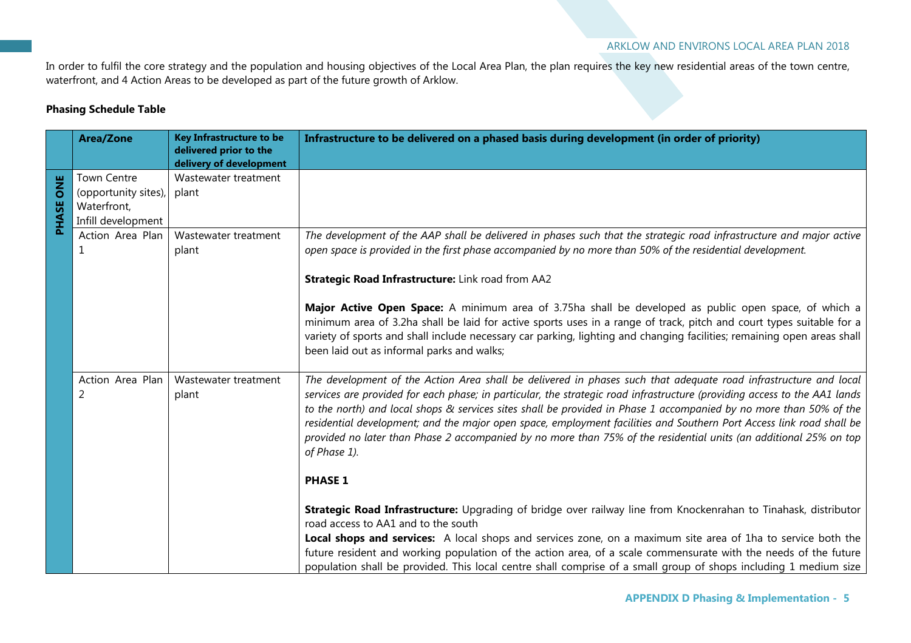In order to fulfil the core strategy and the population and housing objectives of the Local Area Plan, the plan requires the key new residential areas of the town centre, waterfront, and 4 Action Areas to be developed as part of the future growth of Arklow.

**Phasing Schedule Table**

| | Area/Zone | Key Infrastructure to be delivered prior to the delivery of development | Infrastructure to be delivered on a phased basis during development (in order of priority) |
|---|---|---|---|
| **PHASE ONE** | Town Centre (opportunity sites), Waterfront, Infill development | Wastewater treatment plant | |
| | Action Area Plan 1 | Wastewater treatment plant | *The development of the AAP shall be delivered in phases such that the strategic road infrastructure and major active open space is provided in the first phase accompanied by no more than 50% of the residential development.*<br><br>**Strategic Road Infrastructure:** Link road from AA2<br><br>**Major Active Open Space:** A minimum area of 3.75ha shall be developed as public open space, of which a minimum area of 3.2ha shall be laid for active sports uses in a range of track, pitch and court types suitable for a variety of sports and shall include necessary car parking, lighting and changing facilities; remaining open areas shall been laid out as informal parks and walks; |
| | Action Area Plan 2 | Wastewater treatment plant | *The development of the Action Area shall be delivered in phases such that adequate road infrastructure and local services are provided for each phase; in particular, the strategic road infrastructure (providing access to the AA1 lands to the north) and local shops & services sites shall be provided in Phase 1 accompanied by no more than 50% of the residential development; and the major open space, employment facilities and Southern Port Access link road shall be provided no later than Phase 2 accompanied by no more than 75% of the residential units (an additional 25% on top of Phase 1).*<br><br>**PHASE 1**<br><br>**Strategic Road Infrastructure:** Upgrading of bridge over railway line from Knockenrahan to Tinahask, distributor road access to AA1 and to the south<br>**Local shops and services:** A local shops and services zone, on a maximum site area of 1ha to service both the future resident and working population of the action area, of a scale commensurate with the needs of the future population shall be provided. This local centre shall comprise of a small group of shops including 1 medium size |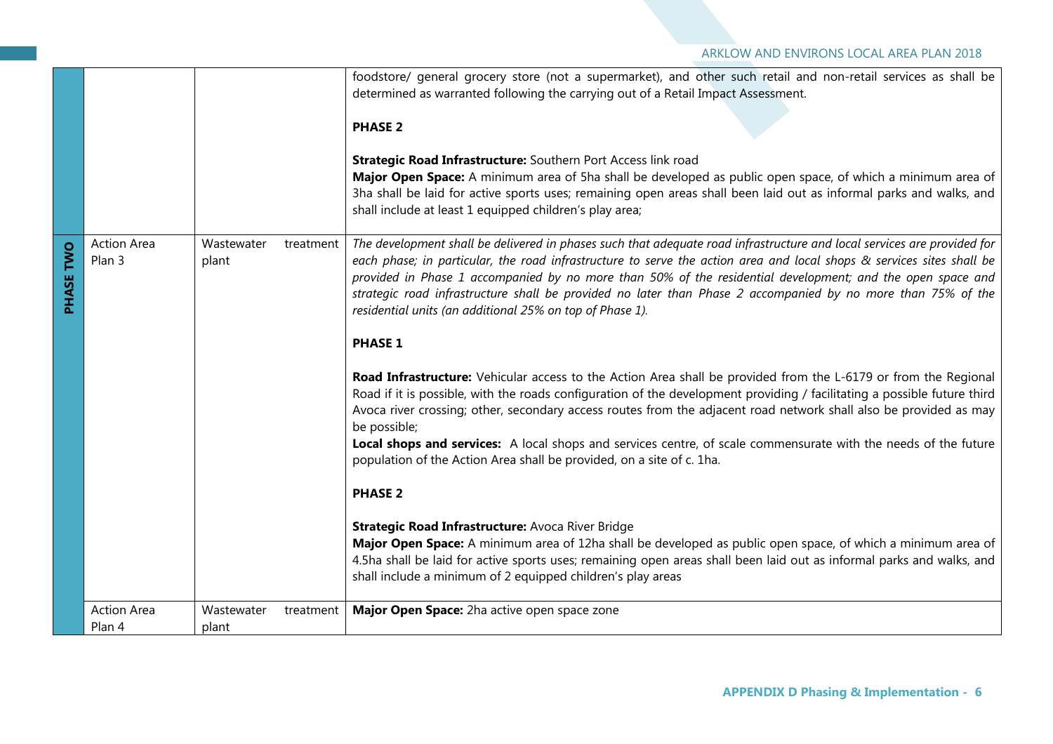| | | | |
|---|---|---|---|
| | | | foodstore/ general grocery store (not a supermarket), and other such retail and non-retail services as shall be determined as warranted following the carrying out of a Retail Impact Assessment.<br><br>**PHASE 2**<br><br>**Strategic Road Infrastructure:** Southern Port Access link road<br>**Major Open Space:** A minimum area of 5ha shall be developed as public open space, of which a minimum area of 3ha shall be laid for active sports uses; remaining open areas shall been laid out as informal parks and walks, and shall include at least 1 equipped children's play area; |
| **PHASE TWO** | Action Area Plan 3 | Wastewater treatment plant | *The development shall be delivered in phases such that adequate road infrastructure and local services are provided for each phase; in particular, the road infrastructure to serve the action area and local shops & services sites shall be provided in Phase 1 accompanied by no more than 50% of the residential development; and the open space and strategic road infrastructure shall be provided no later than Phase 2 accompanied by no more than 75% of the residential units (an additional 25% on top of Phase 1).*<br><br>**PHASE 1**<br><br>**Road Infrastructure:** Vehicular access to the Action Area shall be provided from the L-6179 or from the Regional Road if it is possible, with the roads configuration of the development providing / facilitating a possible future third Avoca river crossing; other, secondary access routes from the adjacent road network shall also be provided as may be possible;<br>**Local shops and services:** A local shops and services centre, of scale commensurate with the needs of the future population of the Action Area shall be provided, on a site of c. 1ha.<br><br>**PHASE 2**<br><br>**Strategic Road Infrastructure:** Avoca River Bridge<br>**Major Open Space:** A minimum area of 12ha shall be developed as public open space, of which a minimum area of 4.5ha shall be laid for active sports uses; remaining open areas shall been laid out as informal parks and walks, and shall include a minimum of 2 equipped children's play areas |
| | Action Area Plan 4 | Wastewater treatment plant | **Major Open Space:** 2ha active open space zone |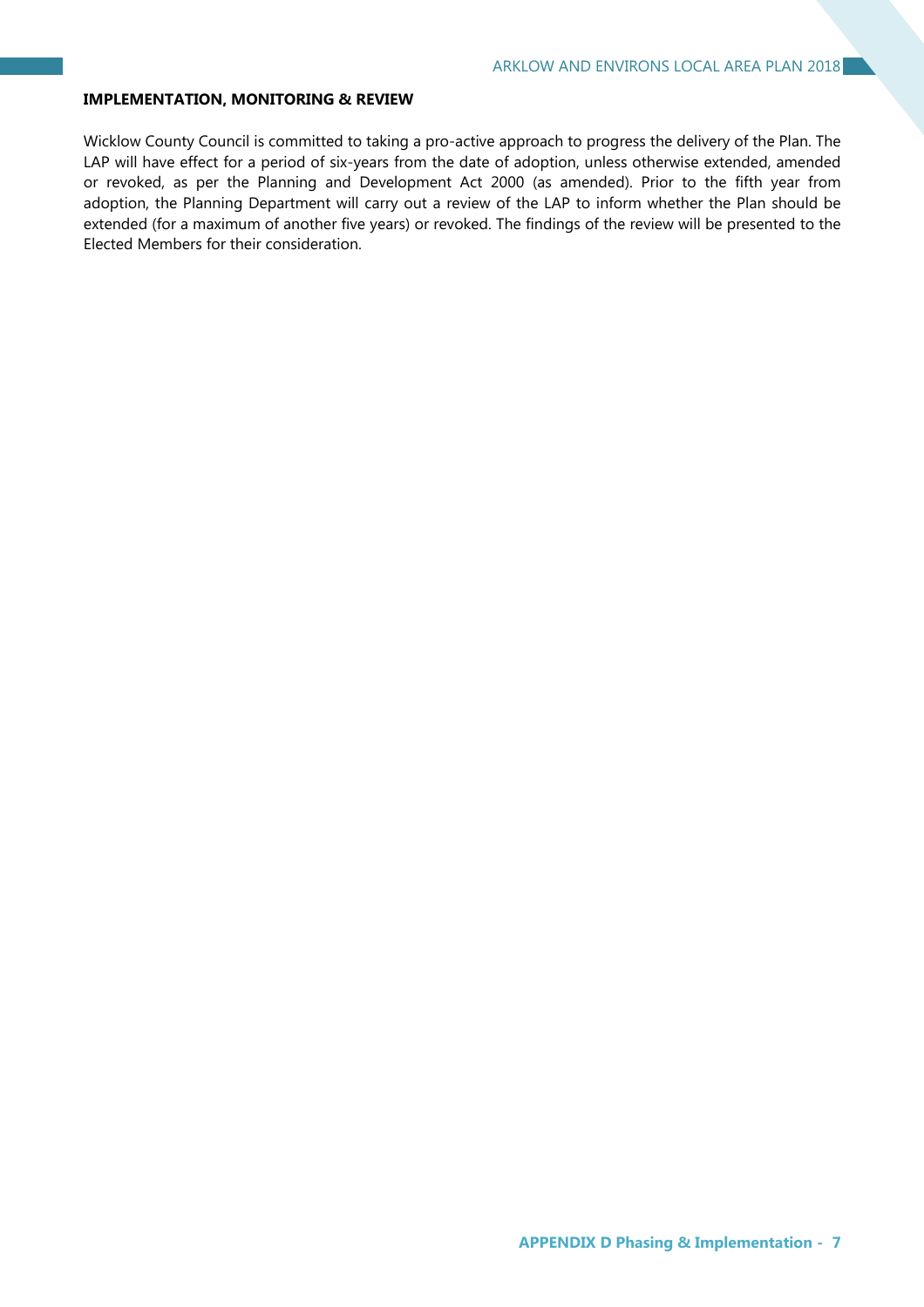**IMPLEMENTATION, MONITORING & REVIEW**

Wicklow County Council is committed to taking a pro-active approach to progress the delivery of the Plan. The LAP will have effect for a period of six-years from the date of adoption, unless otherwise extended, amended or revoked, as per the Planning and Development Act 2000 (as amended). Prior to the fifth year from adoption, the Planning Department will carry out a review of the LAP to inform whether the Plan should be extended (for a maximum of another five years) or revoked. The findings of the review will be presented to the Elected Members for their consideration.